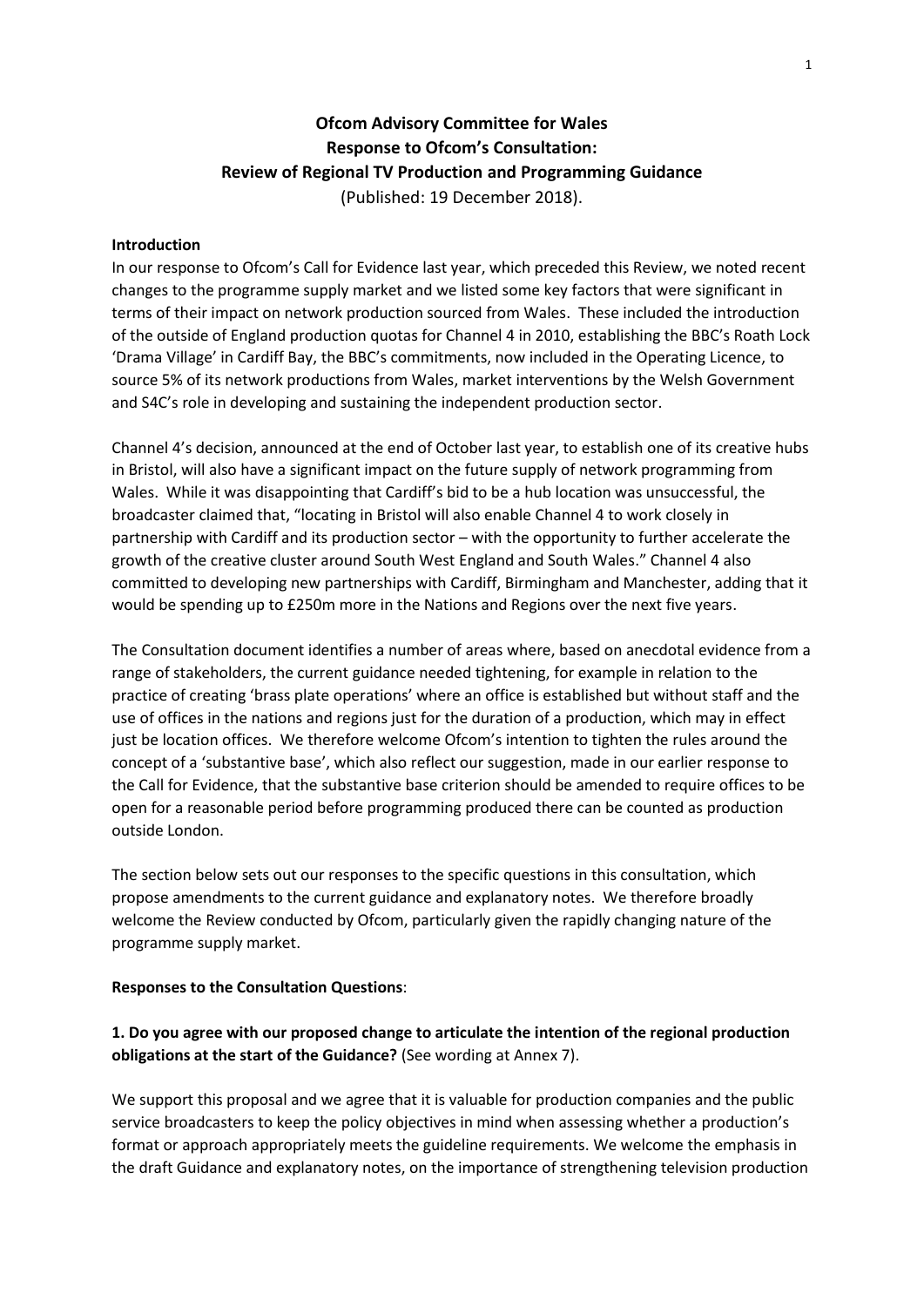# Ofcom Advisory Committee for Wales
# Response to Ofcom's Consultation:
# Review of Regional TV Production and Programming Guidance

(Published: 19 December 2018).

**Introduction**

In our response to Ofcom's Call for Evidence last year, which preceded this Review, we noted recent changes to the programme supply market and we listed some key factors that were significant in terms of their impact on network production sourced from Wales. These included the introduction of the outside of England production quotas for Channel 4 in 2010, establishing the BBC's Roath Lock 'Drama Village' in Cardiff Bay, the BBC's commitments, now included in the Operating Licence, to source 5% of its network productions from Wales, market interventions by the Welsh Government and S4C's role in developing and sustaining the independent production sector.

Channel 4's decision, announced at the end of October last year, to establish one of its creative hubs in Bristol, will also have a significant impact on the future supply of network programming from Wales. While it was disappointing that Cardiff's bid to be a hub location was unsuccessful, the broadcaster claimed that, "locating in Bristol will also enable Channel 4 to work closely in partnership with Cardiff and its production sector – with the opportunity to further accelerate the growth of the creative cluster around South West England and South Wales." Channel 4 also committed to developing new partnerships with Cardiff, Birmingham and Manchester, adding that it would be spending up to £250m more in the Nations and Regions over the next five years.

The Consultation document identifies a number of areas where, based on anecdotal evidence from a range of stakeholders, the current guidance needed tightening, for example in relation to the practice of creating 'brass plate operations' where an office is established but without staff and the use of offices in the nations and regions just for the duration of a production, which may in effect just be location offices. We therefore welcome Ofcom's intention to tighten the rules around the concept of a 'substantive base', which also reflect our suggestion, made in our earlier response to the Call for Evidence, that the substantive base criterion should be amended to require offices to be open for a reasonable period before programming produced there can be counted as production outside London.

The section below sets out our responses to the specific questions in this consultation, which propose amendments to the current guidance and explanatory notes. We therefore broadly welcome the Review conducted by Ofcom, particularly given the rapidly changing nature of the programme supply market.

**Responses to the Consultation Questions**:

**1. Do you agree with our proposed change to articulate the intention of the regional production obligations at the start of the Guidance?** (See wording at Annex 7).

We support this proposal and we agree that it is valuable for production companies and the public service broadcasters to keep the policy objectives in mind when assessing whether a production's format or approach appropriately meets the guideline requirements. We welcome the emphasis in the draft Guidance and explanatory notes, on the importance of strengthening television production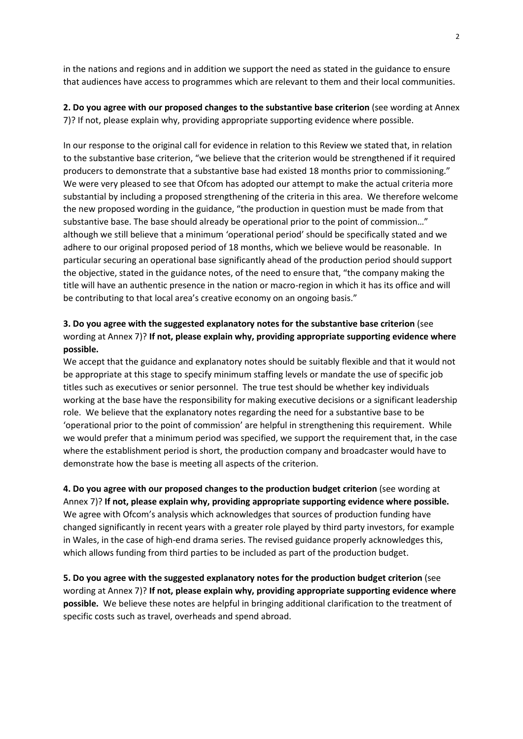in the nations and regions and in addition we support the need as stated in the guidance to ensure that audiences have access to programmes which are relevant to them and their local communities.

**2. Do you agree with our proposed changes to the substantive base criterion** (see wording at Annex 7)? If not, please explain why, providing appropriate supporting evidence where possible.

In our response to the original call for evidence in relation to this Review we stated that, in relation to the substantive base criterion, "we believe that the criterion would be strengthened if it required producers to demonstrate that a substantive base had existed 18 months prior to commissioning." We were very pleased to see that Ofcom has adopted our attempt to make the actual criteria more substantial by including a proposed strengthening of the criteria in this area. We therefore welcome the new proposed wording in the guidance, "the production in question must be made from that substantive base. The base should already be operational prior to the point of commission…" although we still believe that a minimum 'operational period' should be specifically stated and we adhere to our original proposed period of 18 months, which we believe would be reasonable. In particular securing an operational base significantly ahead of the production period should support the objective, stated in the guidance notes, of the need to ensure that, "the company making the title will have an authentic presence in the nation or macro-region in which it has its office and will be contributing to that local area's creative economy on an ongoing basis."

**3. Do you agree with the suggested explanatory notes for the substantive base criterion** (see wording at Annex 7)? **If not, please explain why, providing appropriate supporting evidence where possible.**

We accept that the guidance and explanatory notes should be suitably flexible and that it would not be appropriate at this stage to specify minimum staffing levels or mandate the use of specific job titles such as executives or senior personnel. The true test should be whether key individuals working at the base have the responsibility for making executive decisions or a significant leadership role. We believe that the explanatory notes regarding the need for a substantive base to be 'operational prior to the point of commission' are helpful in strengthening this requirement. While we would prefer that a minimum period was specified, we support the requirement that, in the case where the establishment period is short, the production company and broadcaster would have to demonstrate how the base is meeting all aspects of the criterion.

**4. Do you agree with our proposed changes to the production budget criterion** (see wording at Annex 7)? **If not, please explain why, providing appropriate supporting evidence where possible.**
We agree with Ofcom's analysis which acknowledges that sources of production funding have changed significantly in recent years with a greater role played by third party investors, for example in Wales, in the case of high-end drama series. The revised guidance properly acknowledges this, which allows funding from third parties to be included as part of the production budget.

**5. Do you agree with the suggested explanatory notes for the production budget criterion** (see wording at Annex 7)? **If not, please explain why, providing appropriate supporting evidence where possible.** We believe these notes are helpful in bringing additional clarification to the treatment of specific costs such as travel, overheads and spend abroad.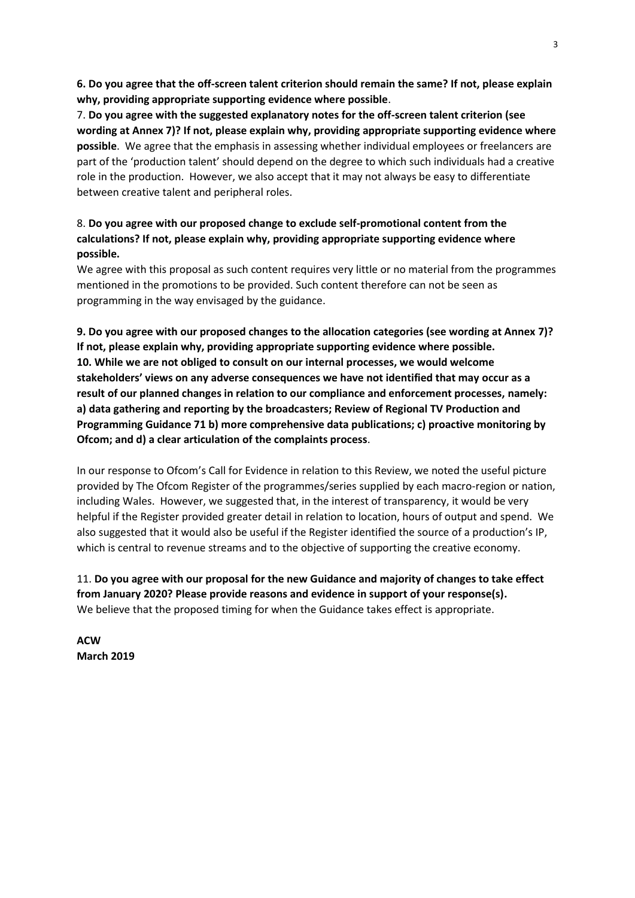**6. Do you agree that the off-screen talent criterion should remain the same? If not, please explain why, providing appropriate supporting evidence where possible**.

7. **Do you agree with the suggested explanatory notes for the off-screen talent criterion (see wording at Annex 7)? If not, please explain why, providing appropriate supporting evidence where possible**. We agree that the emphasis in assessing whether individual employees or freelancers are part of the 'production talent' should depend on the degree to which such individuals had a creative role in the production. However, we also accept that it may not always be easy to differentiate between creative talent and peripheral roles.

8. **Do you agree with our proposed change to exclude self-promotional content from the calculations? If not, please explain why, providing appropriate supporting evidence where possible.**

We agree with this proposal as such content requires very little or no material from the programmes mentioned in the promotions to be provided. Such content therefore can not be seen as programming in the way envisaged by the guidance.

**9. Do you agree with our proposed changes to the allocation categories (see wording at Annex 7)? If not, please explain why, providing appropriate supporting evidence where possible.**

**10. While we are not obliged to consult on our internal processes, we would welcome stakeholders' views on any adverse consequences we have not identified that may occur as a result of our planned changes in relation to our compliance and enforcement processes, namely: a) data gathering and reporting by the broadcasters; Review of Regional TV Production and Programming Guidance 71 b) more comprehensive data publications; c) proactive monitoring by Ofcom; and d) a clear articulation of the complaints process**.

In our response to Ofcom's Call for Evidence in relation to this Review, we noted the useful picture provided by The Ofcom Register of the programmes/series supplied by each macro-region or nation, including Wales. However, we suggested that, in the interest of transparency, it would be very helpful if the Register provided greater detail in relation to location, hours of output and spend. We also suggested that it would also be useful if the Register identified the source of a production's IP, which is central to revenue streams and to the objective of supporting the creative economy.

11. **Do you agree with our proposal for the new Guidance and majority of changes to take effect from January 2020? Please provide reasons and evidence in support of your response(s).**

We believe that the proposed timing for when the Guidance takes effect is appropriate.

**ACW**
**March 2019**